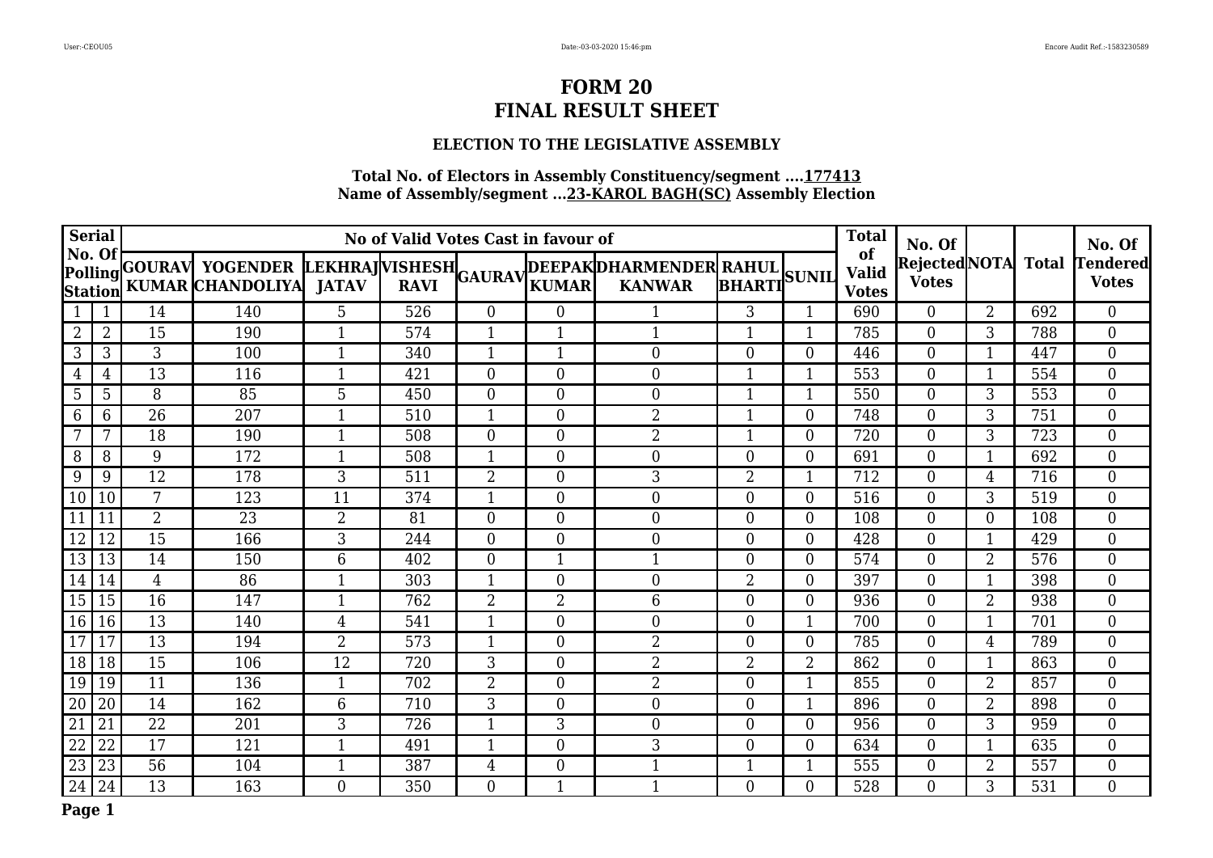# FORM 20
# FINAL RESULT SHEET

### ELECTION TO THE LEGISLATIVE ASSEMBLY

**Total No. of Electors in Assembly Constituency/segment ....177413**
**Name of Assembly/segment ...23-KAROL BAGH(SC) Assembly Election**

| Serial No. Of Polling Station | | No of Valid Votes Cast in favour of | | | | | | | | | Total of Valid Votes | No. Of Rejected Votes | NOTA | Total | No. Of Tendered Votes |
|---|---|---|---|---|---|---|---|---|---|---|---|---|---|---|---|
| | | GOURAV KUMAR | YOGENDER CHANDOLIYA | LEKHRAJ JATAV | VISHESH RAVI | GAURAV | DEEPAK KUMAR | DHARMENDER KANWAR | RAHUL BHARTI | SUNIL | | | | | |
| 1 | 1 | 14 | 140 | 5 | 526 | 0 | 0 | 1 | 3 | 1 | 690 | 0 | 2 | 692 | 0 |
| 2 | 2 | 15 | 190 | 1 | 574 | 1 | 1 | 1 | 1 | 1 | 785 | 0 | 3 | 788 | 0 |
| 3 | 3 | 3 | 100 | 1 | 340 | 1 | 1 | 0 | 0 | 0 | 446 | 0 | 1 | 447 | 0 |
| 4 | 4 | 13 | 116 | 1 | 421 | 0 | 0 | 0 | 1 | 1 | 553 | 0 | 1 | 554 | 0 |
| 5 | 5 | 8 | 85 | 5 | 450 | 0 | 0 | 0 | 1 | 1 | 550 | 0 | 3 | 553 | 0 |
| 6 | 6 | 26 | 207 | 1 | 510 | 1 | 0 | 2 | 1 | 0 | 748 | 0 | 3 | 751 | 0 |
| 7 | 7 | 18 | 190 | 1 | 508 | 0 | 0 | 2 | 1 | 0 | 720 | 0 | 3 | 723 | 0 |
| 8 | 8 | 9 | 172 | 1 | 508 | 1 | 0 | 0 | 0 | 0 | 691 | 0 | 1 | 692 | 0 |
| 9 | 9 | 12 | 178 | 3 | 511 | 2 | 0 | 3 | 2 | 1 | 712 | 0 | 4 | 716 | 0 |
| 10 | 10 | 7 | 123 | 11 | 374 | 1 | 0 | 0 | 0 | 0 | 516 | 0 | 3 | 519 | 0 |
| 11 | 11 | 2 | 23 | 2 | 81 | 0 | 0 | 0 | 0 | 0 | 108 | 0 | 0 | 108 | 0 |
| 12 | 12 | 15 | 166 | 3 | 244 | 0 | 0 | 0 | 0 | 0 | 428 | 0 | 1 | 429 | 0 |
| 13 | 13 | 14 | 150 | 6 | 402 | 0 | 1 | 1 | 0 | 0 | 574 | 0 | 2 | 576 | 0 |
| 14 | 14 | 4 | 86 | 1 | 303 | 1 | 0 | 0 | 2 | 0 | 397 | 0 | 1 | 398 | 0 |
| 15 | 15 | 16 | 147 | 1 | 762 | 2 | 2 | 6 | 0 | 0 | 936 | 0 | 2 | 938 | 0 |
| 16 | 16 | 13 | 140 | 4 | 541 | 1 | 0 | 0 | 0 | 1 | 700 | 0 | 1 | 701 | 0 |
| 17 | 17 | 13 | 194 | 2 | 573 | 1 | 0 | 2 | 0 | 0 | 785 | 0 | 4 | 789 | 0 |
| 18 | 18 | 15 | 106 | 12 | 720 | 3 | 0 | 2 | 2 | 2 | 862 | 0 | 1 | 863 | 0 |
| 19 | 19 | 11 | 136 | 1 | 702 | 2 | 0 | 2 | 0 | 1 | 855 | 0 | 2 | 857 | 0 |
| 20 | 20 | 14 | 162 | 6 | 710 | 3 | 0 | 0 | 0 | 1 | 896 | 0 | 2 | 898 | 0 |
| 21 | 21 | 22 | 201 | 3 | 726 | 1 | 3 | 0 | 0 | 0 | 956 | 0 | 3 | 959 | 0 |
| 22 | 22 | 17 | 121 | 1 | 491 | 1 | 0 | 3 | 0 | 0 | 634 | 0 | 1 | 635 | 0 |
| 23 | 23 | 56 | 104 | 1 | 387 | 4 | 0 | 1 | 1 | 1 | 555 | 0 | 2 | 557 | 0 |
| 24 | 24 | 13 | 163 | 0 | 350 | 0 | 1 | 1 | 0 | 0 | 528 | 0 | 3 | 531 | 0 |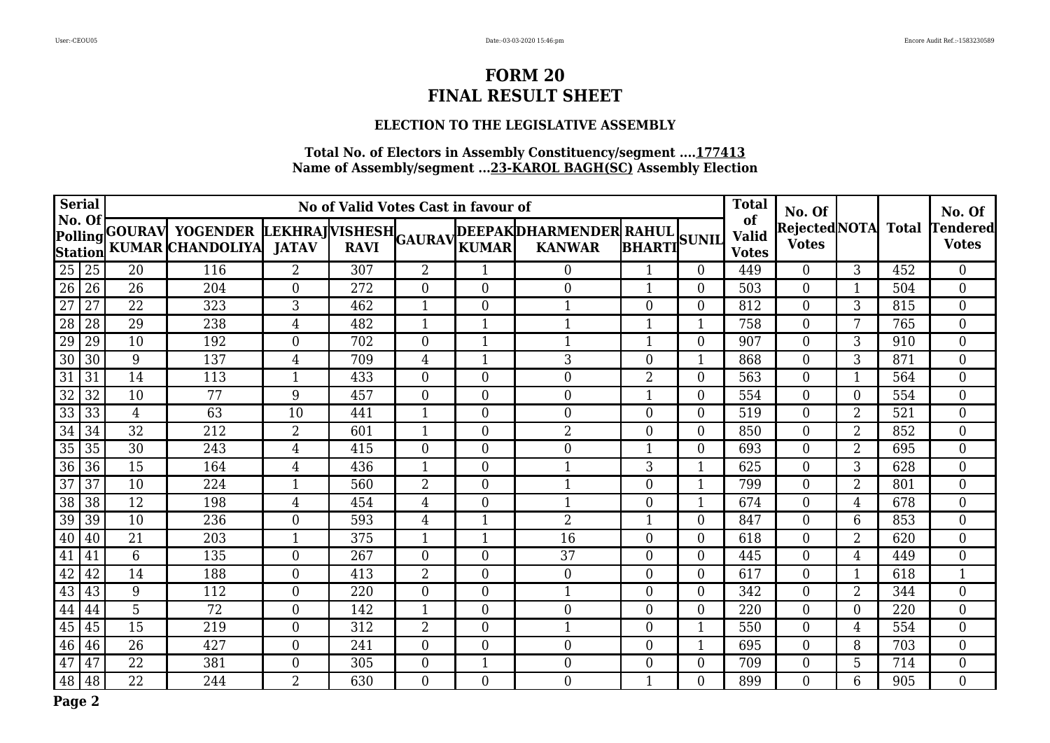# FORM 20
# FINAL RESULT SHEET

### ELECTION TO THE LEGISLATIVE ASSEMBLY

**Total No. of Electors in Assembly Constituency/segment ....177413**
**Name of Assembly/segment ...23-KAROL BAGH(SC) Assembly Election**

| Serial No. Of Polling Station | | No of Valid Votes Cast in favour of | | | | | | | | | Total of Valid Votes | No. Of Rejected Votes | NOTA | Total | No. Of Tendered Votes |
|---|---|---|---|---|---|---|---|---|---|---|---|---|---|---|---|
| | | GOURAV KUMAR | YOGENDER CHANDOLIYA | LEKHRAJ JATAV | VISHESH RAVI | GAURAV | DEEPAK KUMAR | DHARMENDER KANWAR | RAHUL BHARTI | SUNIL | | | | | |
| 25 | 25 | 20 | 116 | 2 | 307 | 2 | 1 | 0 | 1 | 0 | 449 | 0 | 3 | 452 | 0 |
| 26 | 26 | 26 | 204 | 0 | 272 | 0 | 0 | 0 | 1 | 0 | 503 | 0 | 1 | 504 | 0 |
| 27 | 27 | 22 | 323 | 3 | 462 | 1 | 0 | 1 | 0 | 0 | 812 | 0 | 3 | 815 | 0 |
| 28 | 28 | 29 | 238 | 4 | 482 | 1 | 1 | 1 | 1 | 1 | 758 | 0 | 7 | 765 | 0 |
| 29 | 29 | 10 | 192 | 0 | 702 | 0 | 1 | 1 | 1 | 0 | 907 | 0 | 3 | 910 | 0 |
| 30 | 30 | 9 | 137 | 4 | 709 | 4 | 1 | 3 | 0 | 1 | 868 | 0 | 3 | 871 | 0 |
| 31 | 31 | 14 | 113 | 1 | 433 | 0 | 0 | 0 | 2 | 0 | 563 | 0 | 1 | 564 | 0 |
| 32 | 32 | 10 | 77 | 9 | 457 | 0 | 0 | 0 | 1 | 0 | 554 | 0 | 0 | 554 | 0 |
| 33 | 33 | 4 | 63 | 10 | 441 | 1 | 0 | 0 | 0 | 0 | 519 | 0 | 2 | 521 | 0 |
| 34 | 34 | 32 | 212 | 2 | 601 | 1 | 0 | 2 | 0 | 0 | 850 | 0 | 2 | 852 | 0 |
| 35 | 35 | 30 | 243 | 4 | 415 | 0 | 0 | 0 | 1 | 0 | 693 | 0 | 2 | 695 | 0 |
| 36 | 36 | 15 | 164 | 4 | 436 | 1 | 0 | 1 | 3 | 1 | 625 | 0 | 3 | 628 | 0 |
| 37 | 37 | 10 | 224 | 1 | 560 | 2 | 0 | 1 | 0 | 1 | 799 | 0 | 2 | 801 | 0 |
| 38 | 38 | 12 | 198 | 4 | 454 | 4 | 0 | 1 | 0 | 1 | 674 | 0 | 4 | 678 | 0 |
| 39 | 39 | 10 | 236 | 0 | 593 | 4 | 1 | 2 | 1 | 0 | 847 | 0 | 6 | 853 | 0 |
| 40 | 40 | 21 | 203 | 1 | 375 | 1 | 1 | 16 | 0 | 0 | 618 | 0 | 2 | 620 | 0 |
| 41 | 41 | 6 | 135 | 0 | 267 | 0 | 0 | 37 | 0 | 0 | 445 | 0 | 4 | 449 | 0 |
| 42 | 42 | 14 | 188 | 0 | 413 | 2 | 0 | 0 | 0 | 0 | 617 | 0 | 1 | 618 | 1 |
| 43 | 43 | 9 | 112 | 0 | 220 | 0 | 0 | 1 | 0 | 0 | 342 | 0 | 2 | 344 | 0 |
| 44 | 44 | 5 | 72 | 0 | 142 | 1 | 0 | 0 | 0 | 0 | 220 | 0 | 0 | 220 | 0 |
| 45 | 45 | 15 | 219 | 0 | 312 | 2 | 0 | 1 | 0 | 1 | 550 | 0 | 4 | 554 | 0 |
| 46 | 46 | 26 | 427 | 0 | 241 | 0 | 0 | 0 | 0 | 1 | 695 | 0 | 8 | 703 | 0 |
| 47 | 47 | 22 | 381 | 0 | 305 | 0 | 1 | 0 | 0 | 0 | 709 | 0 | 5 | 714 | 0 |
| 48 | 48 | 22 | 244 | 2 | 630 | 0 | 0 | 0 | 1 | 0 | 899 | 0 | 6 | 905 | 0 |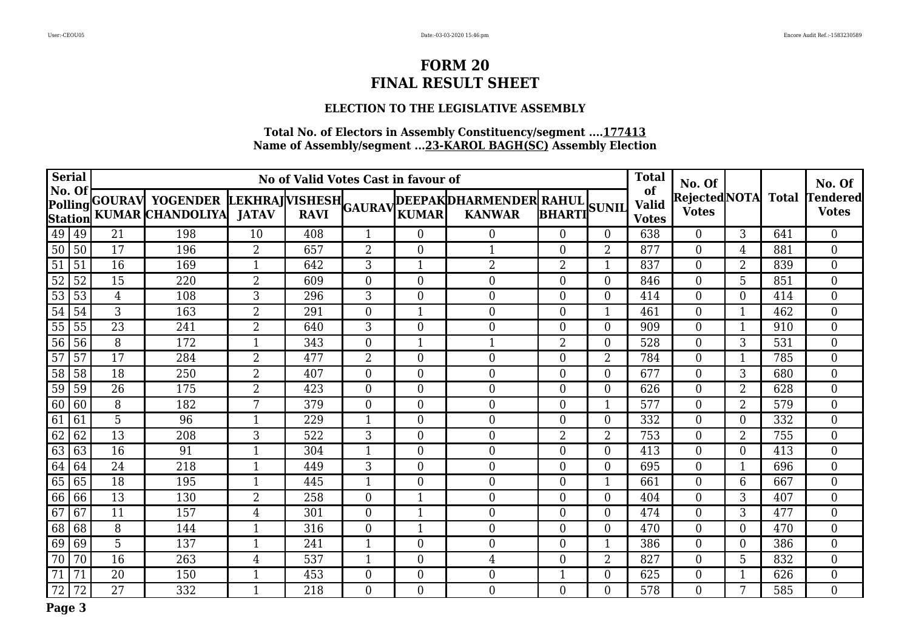# FORM 20
# FINAL RESULT SHEET

### ELECTION TO THE LEGISLATIVE ASSEMBLY

**Total No. of Electors in Assembly Constituency/segment ....177413**
**Name of Assembly/segment ...23-KAROL BAGH(SC) Assembly Election**

| Serial No. Of Polling Station | | No of Valid Votes Cast in favour of | | | | | | | | | Total of Valid Votes | No. Of Rejected Votes | NOTA | Total | No. Of Tendered Votes |
|---|---|---|---|---|---|---|---|---|---|---|---|---|---|---|---|
| | | GOURAV KUMAR | YOGENDER CHANDOLIYA | LEKHRAJ JATAV | VISHESH RAVI | GAURAV | DEEPAK KUMAR | DHARMENDER KANWAR | RAHUL BHARTI | SUNIL | | | | | |
| 49 | 49 | 21 | 198 | 10 | 408 | 1 | 0 | 0 | 0 | 0 | 638 | 0 | 3 | 641 | 0 |
| 50 | 50 | 17 | 196 | 2 | 657 | 2 | 0 | 1 | 0 | 2 | 877 | 0 | 4 | 881 | 0 |
| 51 | 51 | 16 | 169 | 1 | 642 | 3 | 1 | 2 | 2 | 1 | 837 | 0 | 2 | 839 | 0 |
| 52 | 52 | 15 | 220 | 2 | 609 | 0 | 0 | 0 | 0 | 0 | 846 | 0 | 5 | 851 | 0 |
| 53 | 53 | 4 | 108 | 3 | 296 | 3 | 0 | 0 | 0 | 0 | 414 | 0 | 0 | 414 | 0 |
| 54 | 54 | 3 | 163 | 2 | 291 | 0 | 1 | 0 | 0 | 1 | 461 | 0 | 1 | 462 | 0 |
| 55 | 55 | 23 | 241 | 2 | 640 | 3 | 0 | 0 | 0 | 0 | 909 | 0 | 1 | 910 | 0 |
| 56 | 56 | 8 | 172 | 1 | 343 | 0 | 1 | 1 | 2 | 0 | 528 | 0 | 3 | 531 | 0 |
| 57 | 57 | 17 | 284 | 2 | 477 | 2 | 0 | 0 | 0 | 2 | 784 | 0 | 1 | 785 | 0 |
| 58 | 58 | 18 | 250 | 2 | 407 | 0 | 0 | 0 | 0 | 0 | 677 | 0 | 3 | 680 | 0 |
| 59 | 59 | 26 | 175 | 2 | 423 | 0 | 0 | 0 | 0 | 0 | 626 | 0 | 2 | 628 | 0 |
| 60 | 60 | 8 | 182 | 7 | 379 | 0 | 0 | 0 | 0 | 1 | 577 | 0 | 2 | 579 | 0 |
| 61 | 61 | 5 | 96 | 1 | 229 | 1 | 0 | 0 | 0 | 0 | 332 | 0 | 0 | 332 | 0 |
| 62 | 62 | 13 | 208 | 3 | 522 | 3 | 0 | 0 | 2 | 2 | 753 | 0 | 2 | 755 | 0 |
| 63 | 63 | 16 | 91 | 1 | 304 | 1 | 0 | 0 | 0 | 0 | 413 | 0 | 0 | 413 | 0 |
| 64 | 64 | 24 | 218 | 1 | 449 | 3 | 0 | 0 | 0 | 0 | 695 | 0 | 1 | 696 | 0 |
| 65 | 65 | 18 | 195 | 1 | 445 | 1 | 0 | 0 | 0 | 1 | 661 | 0 | 6 | 667 | 0 |
| 66 | 66 | 13 | 130 | 2 | 258 | 0 | 1 | 0 | 0 | 0 | 404 | 0 | 3 | 407 | 0 |
| 67 | 67 | 11 | 157 | 4 | 301 | 0 | 1 | 0 | 0 | 0 | 474 | 0 | 3 | 477 | 0 |
| 68 | 68 | 8 | 144 | 1 | 316 | 0 | 1 | 0 | 0 | 0 | 470 | 0 | 0 | 470 | 0 |
| 69 | 69 | 5 | 137 | 1 | 241 | 1 | 0 | 0 | 0 | 1 | 386 | 0 | 0 | 386 | 0 |
| 70 | 70 | 16 | 263 | 4 | 537 | 1 | 0 | 4 | 0 | 2 | 827 | 0 | 5 | 832 | 0 |
| 71 | 71 | 20 | 150 | 1 | 453 | 0 | 0 | 0 | 1 | 0 | 625 | 0 | 1 | 626 | 0 |
| 72 | 72 | 27 | 332 | 1 | 218 | 0 | 0 | 0 | 0 | 0 | 578 | 0 | 7 | 585 | 0 |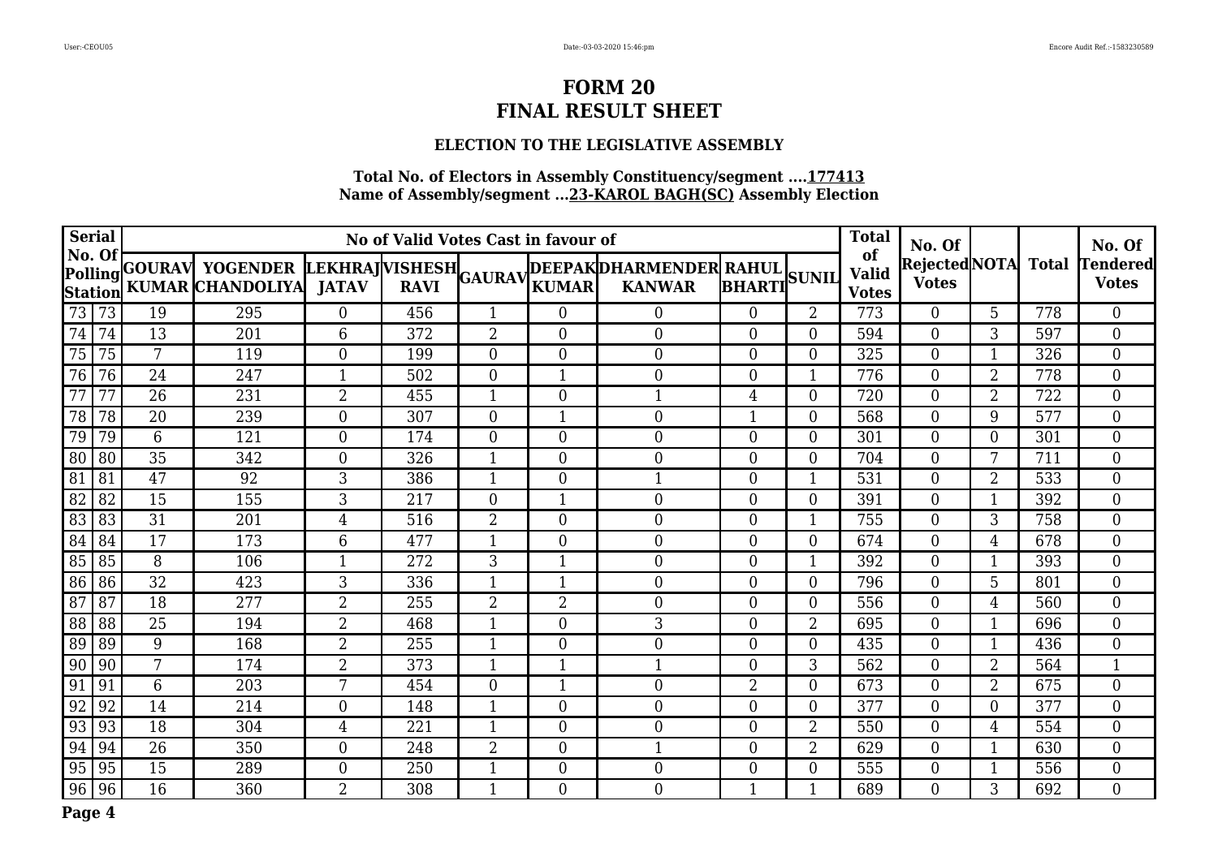# FORM 20
# FINAL RESULT SHEET

### ELECTION TO THE LEGISLATIVE ASSEMBLY

**Total No. of Electors in Assembly Constituency/segment ....177413**
**Name of Assembly/segment ...23-KAROL BAGH(SC) Assembly Election**

| Serial No. Of Polling Station | | No of Valid Votes Cast in favour of | | | | | | | | | Total of Valid Votes | No. Of Rejected Votes | NOTA | Total | No. Of Tendered Votes |
|---|---|---|---|---|---|---|---|---|---|---|---|---|---|---|---|
| | | GOURAV KUMAR | YOGENDER CHANDOLIYA | LEKHRAJ JATAV | VISHESH RAVI | GAURAV | DEEPAK KUMAR | DHARMENDER KANWAR | RAHUL BHARTI | SUNIL | | | | | |
| 73 | 73 | 19 | 295 | 0 | 456 | 1 | 0 | 0 | 0 | 2 | 773 | 0 | 5 | 778 | 0 |
| 74 | 74 | 13 | 201 | 6 | 372 | 2 | 0 | 0 | 0 | 0 | 594 | 0 | 3 | 597 | 0 |
| 75 | 75 | 7 | 119 | 0 | 199 | 0 | 0 | 0 | 0 | 0 | 325 | 0 | 1 | 326 | 0 |
| 76 | 76 | 24 | 247 | 1 | 502 | 0 | 1 | 0 | 0 | 1 | 776 | 0 | 2 | 778 | 0 |
| 77 | 77 | 26 | 231 | 2 | 455 | 1 | 0 | 1 | 4 | 0 | 720 | 0 | 2 | 722 | 0 |
| 78 | 78 | 20 | 239 | 0 | 307 | 0 | 1 | 0 | 1 | 0 | 568 | 0 | 9 | 577 | 0 |
| 79 | 79 | 6 | 121 | 0 | 174 | 0 | 0 | 0 | 0 | 0 | 301 | 0 | 0 | 301 | 0 |
| 80 | 80 | 35 | 342 | 0 | 326 | 1 | 0 | 0 | 0 | 0 | 704 | 0 | 7 | 711 | 0 |
| 81 | 81 | 47 | 92 | 3 | 386 | 1 | 0 | 1 | 0 | 1 | 531 | 0 | 2 | 533 | 0 |
| 82 | 82 | 15 | 155 | 3 | 217 | 0 | 1 | 0 | 0 | 0 | 391 | 0 | 1 | 392 | 0 |
| 83 | 83 | 31 | 201 | 4 | 516 | 2 | 0 | 0 | 0 | 1 | 755 | 0 | 3 | 758 | 0 |
| 84 | 84 | 17 | 173 | 6 | 477 | 1 | 0 | 0 | 0 | 0 | 674 | 0 | 4 | 678 | 0 |
| 85 | 85 | 8 | 106 | 1 | 272 | 3 | 1 | 0 | 0 | 1 | 392 | 0 | 1 | 393 | 0 |
| 86 | 86 | 32 | 423 | 3 | 336 | 1 | 1 | 0 | 0 | 0 | 796 | 0 | 5 | 801 | 0 |
| 87 | 87 | 18 | 277 | 2 | 255 | 2 | 2 | 0 | 0 | 0 | 556 | 0 | 4 | 560 | 0 |
| 88 | 88 | 25 | 194 | 2 | 468 | 1 | 0 | 3 | 0 | 2 | 695 | 0 | 1 | 696 | 0 |
| 89 | 89 | 9 | 168 | 2 | 255 | 1 | 0 | 0 | 0 | 0 | 435 | 0 | 1 | 436 | 0 |
| 90 | 90 | 7 | 174 | 2 | 373 | 1 | 1 | 1 | 0 | 3 | 562 | 0 | 2 | 564 | 1 |
| 91 | 91 | 6 | 203 | 7 | 454 | 0 | 1 | 0 | 2 | 0 | 673 | 0 | 2 | 675 | 0 |
| 92 | 92 | 14 | 214 | 0 | 148 | 1 | 0 | 0 | 0 | 0 | 377 | 0 | 0 | 377 | 0 |
| 93 | 93 | 18 | 304 | 4 | 221 | 1 | 0 | 0 | 0 | 2 | 550 | 0 | 4 | 554 | 0 |
| 94 | 94 | 26 | 350 | 0 | 248 | 2 | 0 | 1 | 0 | 2 | 629 | 0 | 1 | 630 | 0 |
| 95 | 95 | 15 | 289 | 0 | 250 | 1 | 0 | 0 | 0 | 0 | 555 | 0 | 1 | 556 | 0 |
| 96 | 96 | 16 | 360 | 2 | 308 | 1 | 0 | 0 | 1 | 1 | 689 | 0 | 3 | 692 | 0 |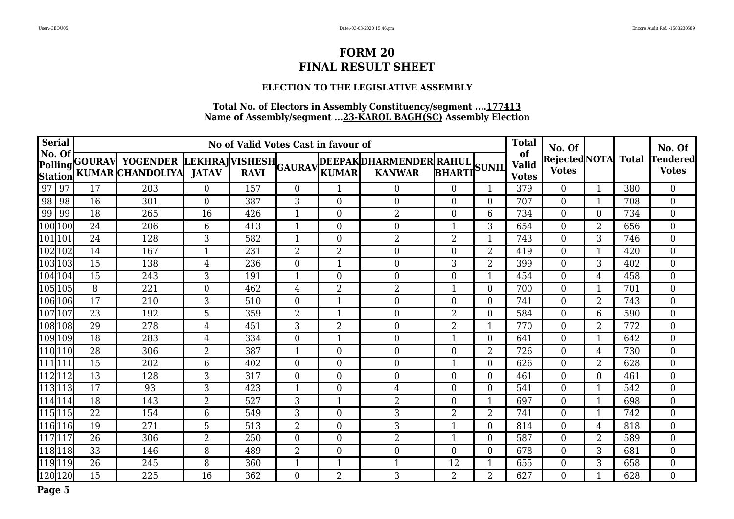# FORM 20
# FINAL RESULT SHEET

### ELECTION TO THE LEGISLATIVE ASSEMBLY

**Total No. of Electors in Assembly Constituency/segment ....177413**
**Name of Assembly/segment ...23-KAROL BAGH(SC) Assembly Election**

| Serial No. Of Polling Station | | No of Valid Votes Cast in favour of | | | | | | | | | Total of Valid Votes | No. Of Rejected Votes | NOTA | Total | No. Of Tendered Votes |
|---|---|---|---|---|---|---|---|---|---|---|---|---|---|---|---|
| | | GOURAV KUMAR | YOGENDER CHANDOLIYA | LEKHRAJ JATAV | VISHESH RAVI | GAURAV | DEEPAK KUMAR | DHARMENDER KANWAR | RAHUL BHARTI | SUNIL | | | | | |
| 97 | 97 | 17 | 203 | 0 | 157 | 0 | 1 | 0 | 0 | 1 | 379 | 0 | 1 | 380 | 0 |
| 98 | 98 | 16 | 301 | 0 | 387 | 3 | 0 | 0 | 0 | 0 | 707 | 0 | 1 | 708 | 0 |
| 99 | 99 | 18 | 265 | 16 | 426 | 1 | 0 | 2 | 0 | 6 | 734 | 0 | 0 | 734 | 0 |
| 100 | 100 | 24 | 206 | 6 | 413 | 1 | 0 | 0 | 1 | 3 | 654 | 0 | 2 | 656 | 0 |
| 101 | 101 | 24 | 128 | 3 | 582 | 1 | 0 | 2 | 2 | 1 | 743 | 0 | 3 | 746 | 0 |
| 102 | 102 | 14 | 167 | 1 | 231 | 2 | 2 | 0 | 0 | 2 | 419 | 0 | 1 | 420 | 0 |
| 103 | 103 | 15 | 138 | 4 | 236 | 0 | 1 | 0 | 3 | 2 | 399 | 0 | 3 | 402 | 0 |
| 104 | 104 | 15 | 243 | 3 | 191 | 1 | 0 | 0 | 0 | 1 | 454 | 0 | 4 | 458 | 0 |
| 105 | 105 | 8 | 221 | 0 | 462 | 4 | 2 | 2 | 1 | 0 | 700 | 0 | 1 | 701 | 0 |
| 106 | 106 | 17 | 210 | 3 | 510 | 0 | 1 | 0 | 0 | 0 | 741 | 0 | 2 | 743 | 0 |
| 107 | 107 | 23 | 192 | 5 | 359 | 2 | 1 | 0 | 2 | 0 | 584 | 0 | 6 | 590 | 0 |
| 108 | 108 | 29 | 278 | 4 | 451 | 3 | 2 | 0 | 2 | 1 | 770 | 0 | 2 | 772 | 0 |
| 109 | 109 | 18 | 283 | 4 | 334 | 0 | 1 | 0 | 1 | 0 | 641 | 0 | 1 | 642 | 0 |
| 110 | 110 | 28 | 306 | 2 | 387 | 1 | 0 | 0 | 0 | 2 | 726 | 0 | 4 | 730 | 0 |
| 111 | 111 | 15 | 202 | 6 | 402 | 0 | 0 | 0 | 1 | 0 | 626 | 0 | 2 | 628 | 0 |
| 112 | 112 | 13 | 128 | 3 | 317 | 0 | 0 | 0 | 0 | 0 | 461 | 0 | 0 | 461 | 0 |
| 113 | 113 | 17 | 93 | 3 | 423 | 1 | 0 | 4 | 0 | 0 | 541 | 0 | 1 | 542 | 0 |
| 114 | 114 | 18 | 143 | 2 | 527 | 3 | 1 | 2 | 0 | 1 | 697 | 0 | 1 | 698 | 0 |
| 115 | 115 | 22 | 154 | 6 | 549 | 3 | 0 | 3 | 2 | 2 | 741 | 0 | 1 | 742 | 0 |
| 116 | 116 | 19 | 271 | 5 | 513 | 2 | 0 | 3 | 1 | 0 | 814 | 0 | 4 | 818 | 0 |
| 117 | 117 | 26 | 306 | 2 | 250 | 0 | 0 | 2 | 1 | 0 | 587 | 0 | 2 | 589 | 0 |
| 118 | 118 | 33 | 146 | 8 | 489 | 2 | 0 | 0 | 0 | 0 | 678 | 0 | 3 | 681 | 0 |
| 119 | 119 | 26 | 245 | 8 | 360 | 1 | 1 | 1 | 12 | 1 | 655 | 0 | 3 | 658 | 0 |
| 120 | 120 | 15 | 225 | 16 | 362 | 0 | 2 | 3 | 2 | 2 | 627 | 0 | 1 | 628 | 0 |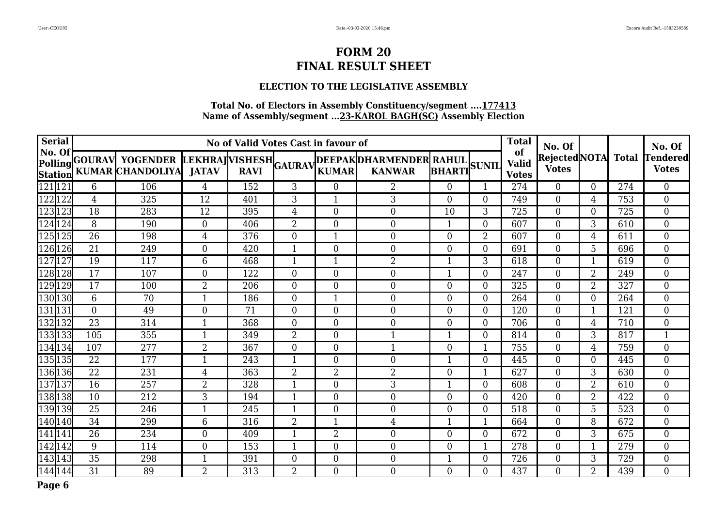# FORM 20
# FINAL RESULT SHEET

### ELECTION TO THE LEGISLATIVE ASSEMBLY

**Total No. of Electors in Assembly Constituency/segment ....177413**
**Name of Assembly/segment ...23-KAROL BAGH(SC) Assembly Election**

| Serial No. Of Polling Station | | No of Valid Votes Cast in favour of | | | | | | | | | Total of Valid Votes | No. Of Rejected Votes | NOTA | Total | No. Of Tendered Votes |
|---|---|---|---|---|---|---|---|---|---|---|---|---|---|---|---|
| | | GOURAV KUMAR | YOGENDER CHANDOLIYA | LEKHRAJ JATAV | VISHESH RAVI | GAURAV | DEEPAK KUMAR | DHARMENDER KANWAR | RAHUL BHARTI | SUNIL | | | | | |
| 121 | 121 | 6 | 106 | 4 | 152 | 3 | 0 | 2 | 0 | 1 | 274 | 0 | 0 | 274 | 0 |
| 122 | 122 | 4 | 325 | 12 | 401 | 3 | 1 | 3 | 0 | 0 | 749 | 0 | 4 | 753 | 0 |
| 123 | 123 | 18 | 283 | 12 | 395 | 4 | 0 | 0 | 10 | 3 | 725 | 0 | 0 | 725 | 0 |
| 124 | 124 | 8 | 190 | 0 | 406 | 2 | 0 | 0 | 1 | 0 | 607 | 0 | 3 | 610 | 0 |
| 125 | 125 | 26 | 198 | 4 | 376 | 0 | 1 | 0 | 0 | 2 | 607 | 0 | 4 | 611 | 0 |
| 126 | 126 | 21 | 249 | 0 | 420 | 1 | 0 | 0 | 0 | 0 | 691 | 0 | 5 | 696 | 0 |
| 127 | 127 | 19 | 117 | 6 | 468 | 1 | 1 | 2 | 1 | 3 | 618 | 0 | 1 | 619 | 0 |
| 128 | 128 | 17 | 107 | 0 | 122 | 0 | 0 | 0 | 1 | 0 | 247 | 0 | 2 | 249 | 0 |
| 129 | 129 | 17 | 100 | 2 | 206 | 0 | 0 | 0 | 0 | 0 | 325 | 0 | 2 | 327 | 0 |
| 130 | 130 | 6 | 70 | 1 | 186 | 0 | 1 | 0 | 0 | 0 | 264 | 0 | 0 | 264 | 0 |
| 131 | 131 | 0 | 49 | 0 | 71 | 0 | 0 | 0 | 0 | 0 | 120 | 0 | 1 | 121 | 0 |
| 132 | 132 | 23 | 314 | 1 | 368 | 0 | 0 | 0 | 0 | 0 | 706 | 0 | 4 | 710 | 0 |
| 133 | 133 | 105 | 355 | 1 | 349 | 2 | 0 | 1 | 1 | 0 | 814 | 0 | 3 | 817 | 1 |
| 134 | 134 | 107 | 277 | 2 | 367 | 0 | 0 | 1 | 0 | 1 | 755 | 0 | 4 | 759 | 0 |
| 135 | 135 | 22 | 177 | 1 | 243 | 1 | 0 | 0 | 1 | 0 | 445 | 0 | 0 | 445 | 0 |
| 136 | 136 | 22 | 231 | 4 | 363 | 2 | 2 | 2 | 0 | 1 | 627 | 0 | 3 | 630 | 0 |
| 137 | 137 | 16 | 257 | 2 | 328 | 1 | 0 | 3 | 1 | 0 | 608 | 0 | 2 | 610 | 0 |
| 138 | 138 | 10 | 212 | 3 | 194 | 1 | 0 | 0 | 0 | 0 | 420 | 0 | 2 | 422 | 0 |
| 139 | 139 | 25 | 246 | 1 | 245 | 1 | 0 | 0 | 0 | 0 | 518 | 0 | 5 | 523 | 0 |
| 140 | 140 | 34 | 299 | 6 | 316 | 2 | 1 | 4 | 1 | 1 | 664 | 0 | 8 | 672 | 0 |
| 141 | 141 | 26 | 234 | 0 | 409 | 1 | 2 | 0 | 0 | 0 | 672 | 0 | 3 | 675 | 0 |
| 142 | 142 | 9 | 114 | 0 | 153 | 1 | 0 | 0 | 0 | 1 | 278 | 0 | 1 | 279 | 0 |
| 143 | 143 | 35 | 298 | 1 | 391 | 0 | 0 | 0 | 1 | 0 | 726 | 0 | 3 | 729 | 0 |
| 144 | 144 | 31 | 89 | 2 | 313 | 2 | 0 | 0 | 0 | 0 | 437 | 0 | 2 | 439 | 0 |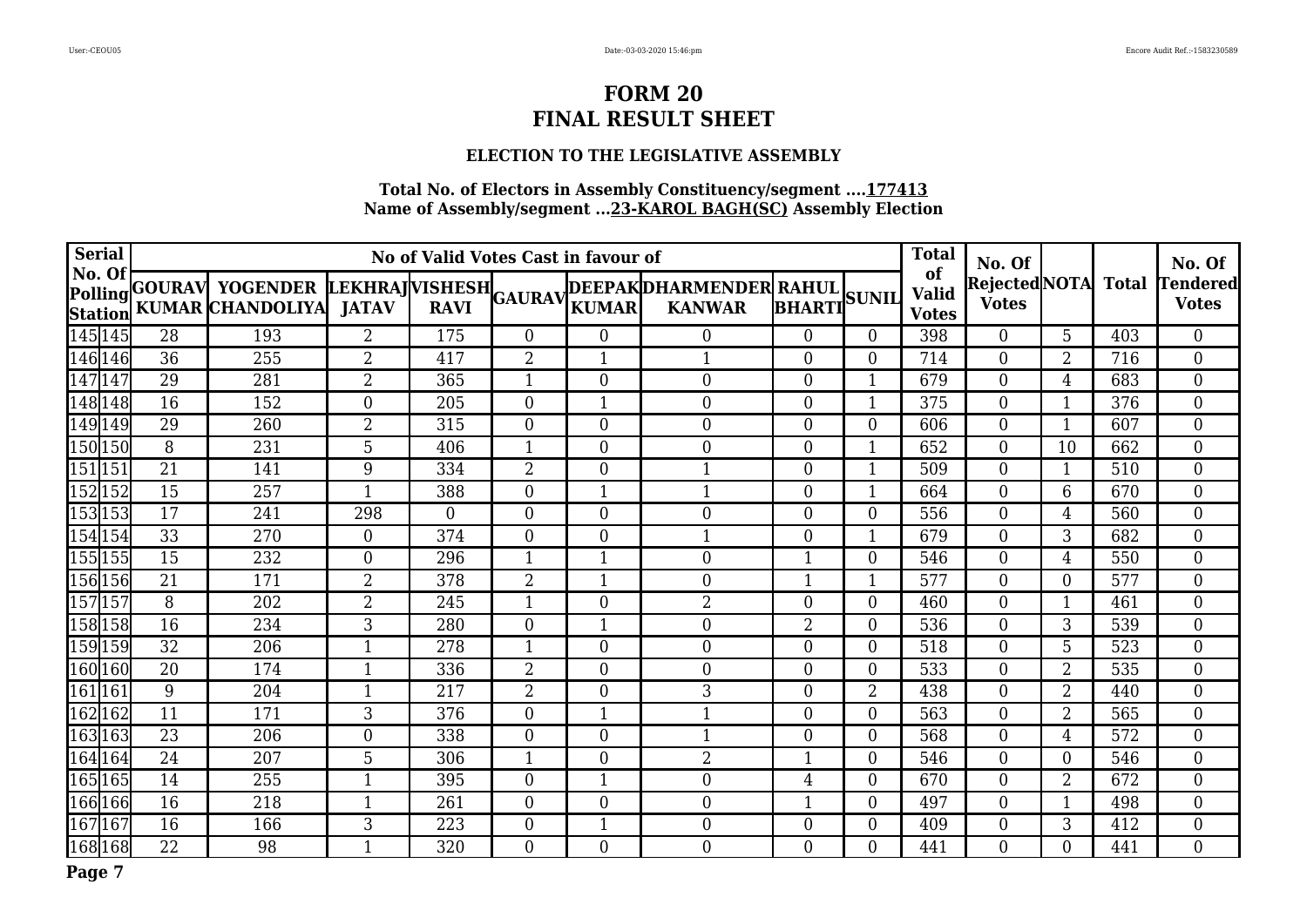# FORM 20
# FINAL RESULT SHEET

### ELECTION TO THE LEGISLATIVE ASSEMBLY

**Total No. of Electors in Assembly Constituency/segment ....177413**
**Name of Assembly/segment ...23-KAROL BAGH(SC) Assembly Election**

| Serial No. Of Polling Station | | No of Valid Votes Cast in favour of | | | | | | | | | Total of Valid Votes | No. Of Rejected Votes | NOTA | Total | No. Of Tendered Votes |
|---|---|---|---|---|---|---|---|---|---|---|---|---|---|---|---|
| | | GOURAV KUMAR | YOGENDER CHANDOLIYA | LEKHRAJ JATAV | VISHESH RAVI | GAURAV | DEEPAK KUMAR | DHARMENDER KANWAR | RAHUL BHARTI | SUNIL | | | | | |
| 145 | 145 | 28 | 193 | 2 | 175 | 0 | 0 | 0 | 0 | 0 | 398 | 0 | 5 | 403 | 0 |
| 146 | 146 | 36 | 255 | 2 | 417 | 2 | 1 | 1 | 0 | 0 | 714 | 0 | 2 | 716 | 0 |
| 147 | 147 | 29 | 281 | 2 | 365 | 1 | 0 | 0 | 0 | 1 | 679 | 0 | 4 | 683 | 0 |
| 148 | 148 | 16 | 152 | 0 | 205 | 0 | 1 | 0 | 0 | 1 | 375 | 0 | 1 | 376 | 0 |
| 149 | 149 | 29 | 260 | 2 | 315 | 0 | 0 | 0 | 0 | 0 | 606 | 0 | 1 | 607 | 0 |
| 150 | 150 | 8 | 231 | 5 | 406 | 1 | 0 | 0 | 0 | 1 | 652 | 0 | 10 | 662 | 0 |
| 151 | 151 | 21 | 141 | 9 | 334 | 2 | 0 | 1 | 0 | 1 | 509 | 0 | 1 | 510 | 0 |
| 152 | 152 | 15 | 257 | 1 | 388 | 0 | 1 | 1 | 0 | 1 | 664 | 0 | 6 | 670 | 0 |
| 153 | 153 | 17 | 241 | 298 | 0 | 0 | 0 | 0 | 0 | 0 | 556 | 0 | 4 | 560 | 0 |
| 154 | 154 | 33 | 270 | 0 | 374 | 0 | 0 | 1 | 0 | 1 | 679 | 0 | 3 | 682 | 0 |
| 155 | 155 | 15 | 232 | 0 | 296 | 1 | 1 | 0 | 1 | 0 | 546 | 0 | 4 | 550 | 0 |
| 156 | 156 | 21 | 171 | 2 | 378 | 2 | 1 | 0 | 1 | 1 | 577 | 0 | 0 | 577 | 0 |
| 157 | 157 | 8 | 202 | 2 | 245 | 1 | 0 | 2 | 0 | 0 | 460 | 0 | 1 | 461 | 0 |
| 158 | 158 | 16 | 234 | 3 | 280 | 0 | 1 | 0 | 2 | 0 | 536 | 0 | 3 | 539 | 0 |
| 159 | 159 | 32 | 206 | 1 | 278 | 1 | 0 | 0 | 0 | 0 | 518 | 0 | 5 | 523 | 0 |
| 160 | 160 | 20 | 174 | 1 | 336 | 2 | 0 | 0 | 0 | 0 | 533 | 0 | 2 | 535 | 0 |
| 161 | 161 | 9 | 204 | 1 | 217 | 2 | 0 | 3 | 0 | 2 | 438 | 0 | 2 | 440 | 0 |
| 162 | 162 | 11 | 171 | 3 | 376 | 0 | 1 | 1 | 0 | 0 | 563 | 0 | 2 | 565 | 0 |
| 163 | 163 | 23 | 206 | 0 | 338 | 0 | 0 | 1 | 0 | 0 | 568 | 0 | 4 | 572 | 0 |
| 164 | 164 | 24 | 207 | 5 | 306 | 1 | 0 | 2 | 1 | 0 | 546 | 0 | 0 | 546 | 0 |
| 165 | 165 | 14 | 255 | 1 | 395 | 0 | 1 | 0 | 4 | 0 | 670 | 0 | 2 | 672 | 0 |
| 166 | 166 | 16 | 218 | 1 | 261 | 0 | 0 | 0 | 1 | 0 | 497 | 0 | 1 | 498 | 0 |
| 167 | 167 | 16 | 166 | 3 | 223 | 0 | 1 | 0 | 0 | 0 | 409 | 0 | 3 | 412 | 0 |
| 168 | 168 | 22 | 98 | 1 | 320 | 0 | 0 | 0 | 0 | 0 | 441 | 0 | 0 | 441 | 0 |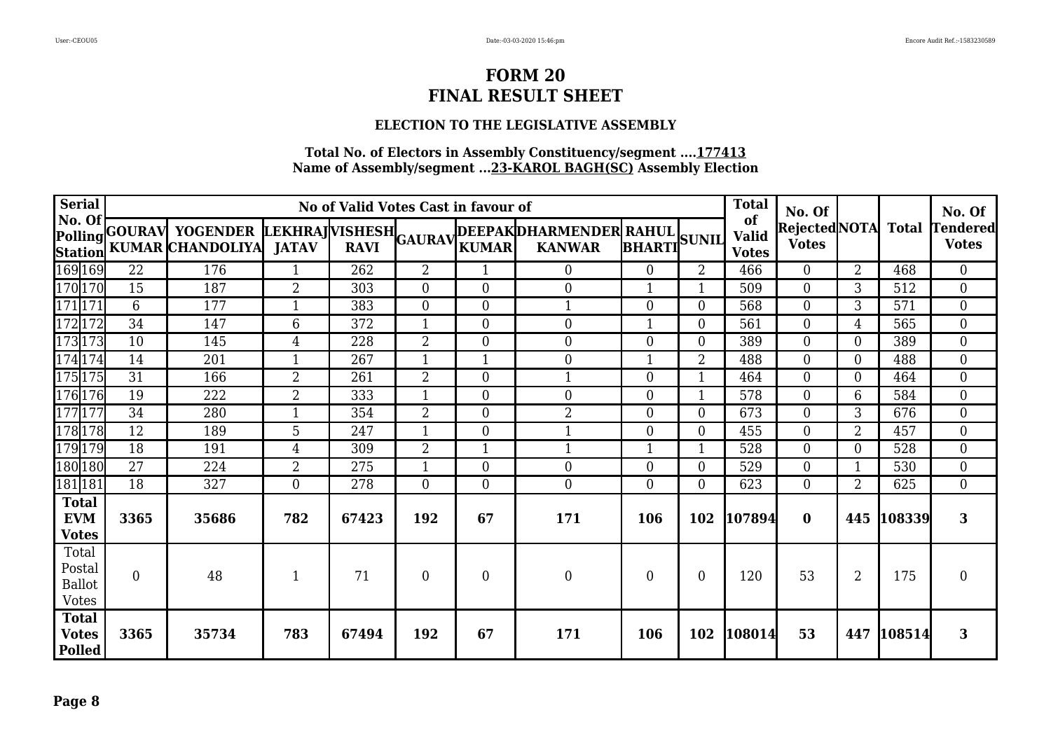# FORM 20
# FINAL RESULT SHEET

### ELECTION TO THE LEGISLATIVE ASSEMBLY

**Total No. of Electors in Assembly Constituency/segment ....177413**
**Name of Assembly/segment ...23-KAROL BAGH(SC) Assembly Election**

| Serial No. Of Polling Station | | No of Valid Votes Cast in favour of | | | | | | | | | Total of Valid Votes | No. Of Rejected Votes | NOTA | Total | No. Of Tendered Votes |
|---|---|---|---|---|---|---|---|---|---|---|---|---|---|---|---|
| | | GOURAV KUMAR | YOGENDER CHANDOLIYA | LEKHRAJ JATAV | VISHESH RAVI | GAURAV | DEEPAK KUMAR | DHARMENDER KANWAR | RAHUL BHARTI | SUNIL | | | | | |
| 169 | 169 | 22 | 176 | 1 | 262 | 2 | 1 | 0 | 0 | 2 | 466 | 0 | 2 | 468 | 0 |
| 170 | 170 | 15 | 187 | 2 | 303 | 0 | 0 | 0 | 1 | 1 | 509 | 0 | 3 | 512 | 0 |
| 171 | 171 | 6 | 177 | 1 | 383 | 0 | 0 | 1 | 0 | 0 | 568 | 0 | 3 | 571 | 0 |
| 172 | 172 | 34 | 147 | 6 | 372 | 1 | 0 | 0 | 1 | 0 | 561 | 0 | 4 | 565 | 0 |
| 173 | 173 | 10 | 145 | 4 | 228 | 2 | 0 | 0 | 0 | 0 | 389 | 0 | 0 | 389 | 0 |
| 174 | 174 | 14 | 201 | 1 | 267 | 1 | 1 | 0 | 1 | 2 | 488 | 0 | 0 | 488 | 0 |
| 175 | 175 | 31 | 166 | 2 | 261 | 2 | 0 | 1 | 0 | 1 | 464 | 0 | 0 | 464 | 0 |
| 176 | 176 | 19 | 222 | 2 | 333 | 1 | 0 | 0 | 0 | 1 | 578 | 0 | 6 | 584 | 0 |
| 177 | 177 | 34 | 280 | 1 | 354 | 2 | 0 | 2 | 0 | 0 | 673 | 0 | 3 | 676 | 0 |
| 178 | 178 | 12 | 189 | 5 | 247 | 1 | 0 | 1 | 0 | 0 | 455 | 0 | 2 | 457 | 0 |
| 179 | 179 | 18 | 191 | 4 | 309 | 2 | 1 | 1 | 1 | 1 | 528 | 0 | 0 | 528 | 0 |
| 180 | 180 | 27 | 224 | 2 | 275 | 1 | 0 | 0 | 0 | 0 | 529 | 0 | 1 | 530 | 0 |
| 181 | 181 | 18 | 327 | 0 | 278 | 0 | 0 | 0 | 0 | 0 | 623 | 0 | 2 | 625 | 0 |
| **Total EVM Votes** | | **3365** | **35686** | **782** | **67423** | **192** | **67** | **171** | **106** | **102** | **107894** | **0** | **445** | **108339** | **3** |
| Total Postal Ballot Votes | | 0 | 48 | 1 | 71 | 0 | 0 | 0 | 0 | 0 | 120 | 53 | 2 | 175 | 0 |
| **Total Votes Polled** | | **3365** | **35734** | **783** | **67494** | **192** | **67** | **171** | **106** | **102** | **108014** | **53** | **447** | **108514** | **3** |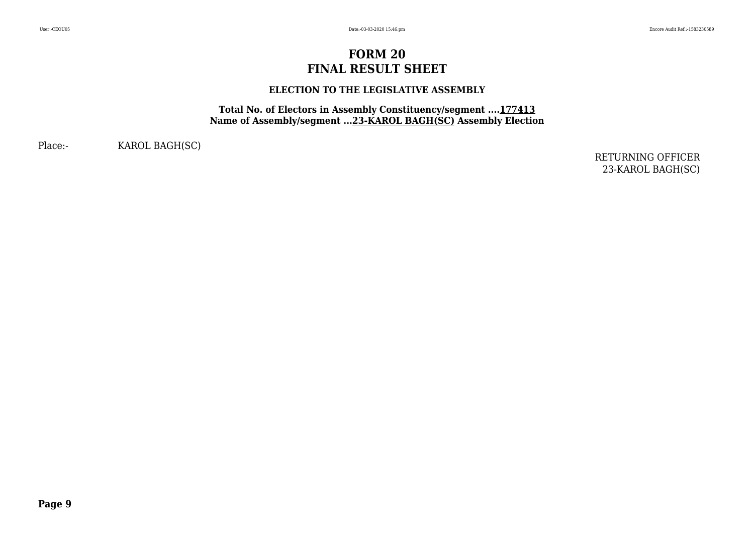# FORM 20
# FINAL RESULT SHEET

### ELECTION TO THE LEGISLATIVE ASSEMBLY

**Total No. of Electors in Assembly Constituency/segment ....177413**
**Name of Assembly/segment ...23-KAROL BAGH(SC) Assembly Election**

Place:- KAROL BAGH(SC)

RETURNING OFFICER
23-KAROL BAGH(SC)